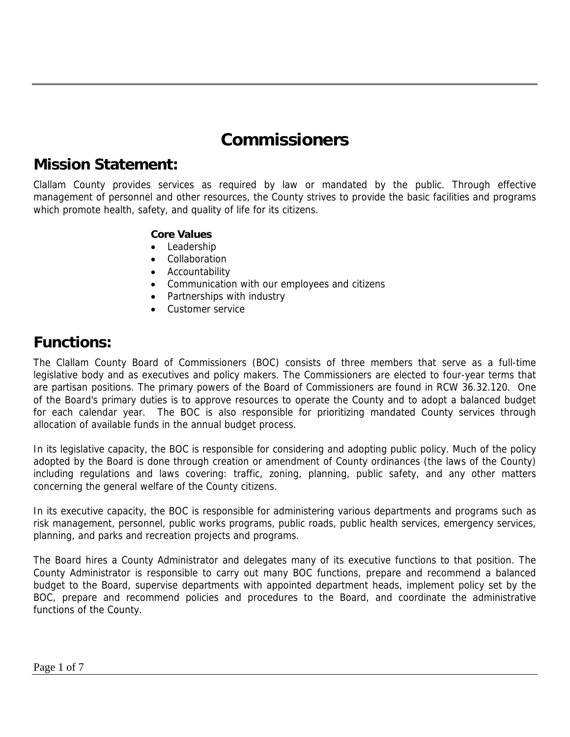# Commissioners

## Mission Statement:

Clallam County provides services as required by law or mandated by the public. Through effective management of personnel and other resources, the County strives to provide the basic facilities and programs which promote health, safety, and quality of life for its citizens.

**Core Values**

- Leadership
- Collaboration
- Accountability
- Communication with our employees and citizens
- Partnerships with industry
- Customer service

## Functions:

The Clallam County Board of Commissioners (BOC) consists of three members that serve as a full-time legislative body and as executives and policy makers. The Commissioners are elected to four-year terms that are partisan positions. The primary powers of the Board of Commissioners are found in RCW 36.32.120. One of the Board's primary duties is to approve resources to operate the County and to adopt a balanced budget for each calendar year. The BOC is also responsible for prioritizing mandated County services through allocation of available funds in the annual budget process.

In its legislative capacity, the BOC is responsible for considering and adopting public policy. Much of the policy adopted by the Board is done through creation or amendment of County ordinances (the laws of the County) including regulations and laws covering: traffic, zoning, planning, public safety, and any other matters concerning the general welfare of the County citizens.

In its executive capacity, the BOC is responsible for administering various departments and programs such as risk management, personnel, public works programs, public roads, public health services, emergency services, planning, and parks and recreation projects and programs.

The Board hires a County Administrator and delegates many of its executive functions to that position. The County Administrator is responsible to carry out many BOC functions, prepare and recommend a balanced budget to the Board, supervise departments with appointed department heads, implement policy set by the BOC, prepare and recommend policies and procedures to the Board, and coordinate the administrative functions of the County.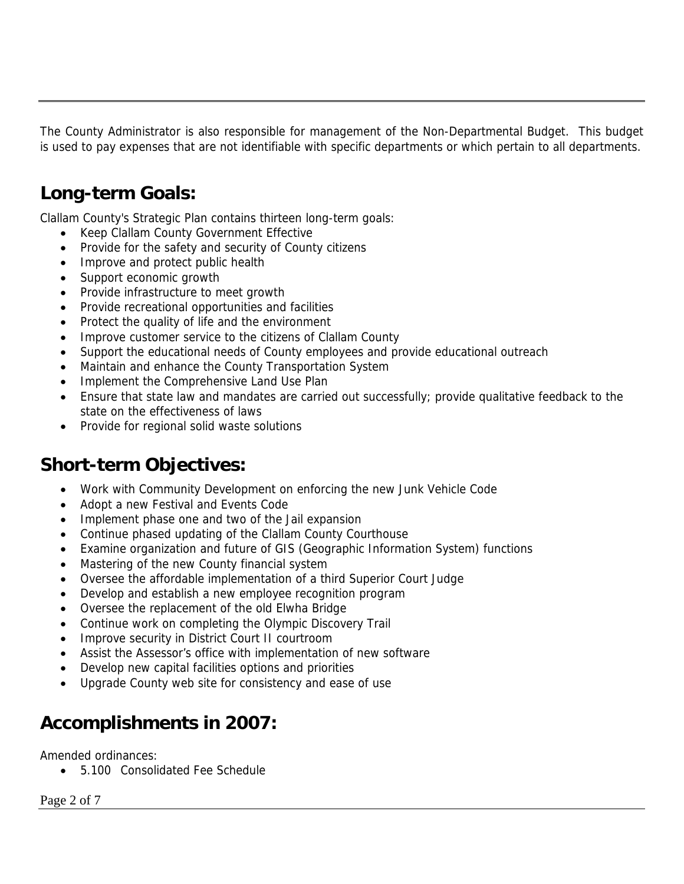The County Administrator is also responsible for management of the Non-Departmental Budget. This budget is used to pay expenses that are not identifiable with specific departments or which pertain to all departments.

## Long-term Goals:

Clallam County's Strategic Plan contains thirteen long-term goals:

- Keep Clallam County Government Effective
- Provide for the safety and security of County citizens
- Improve and protect public health
- Support economic growth
- Provide infrastructure to meet growth
- Provide recreational opportunities and facilities
- Protect the quality of life and the environment
- Improve customer service to the citizens of Clallam County
- Support the educational needs of County employees and provide educational outreach
- Maintain and enhance the County Transportation System
- Implement the Comprehensive Land Use Plan
- Ensure that state law and mandates are carried out successfully; provide qualitative feedback to the state on the effectiveness of laws
- Provide for regional solid waste solutions

## Short-term Objectives:

- Work with Community Development on enforcing the new Junk Vehicle Code
- Adopt a new Festival and Events Code
- Implement phase one and two of the Jail expansion
- Continue phased updating of the Clallam County Courthouse
- Examine organization and future of GIS (Geographic Information System) functions
- Mastering of the new County financial system
- Oversee the affordable implementation of a third Superior Court Judge
- Develop and establish a new employee recognition program
- Oversee the replacement of the old Elwha Bridge
- Continue work on completing the Olympic Discovery Trail
- Improve security in District Court II courtroom
- Assist the Assessor's office with implementation of new software
- Develop new capital facilities options and priorities
- Upgrade County web site for consistency and ease of use

## Accomplishments in 2007:

Amended ordinances:

- 5.100 Consolidated Fee Schedule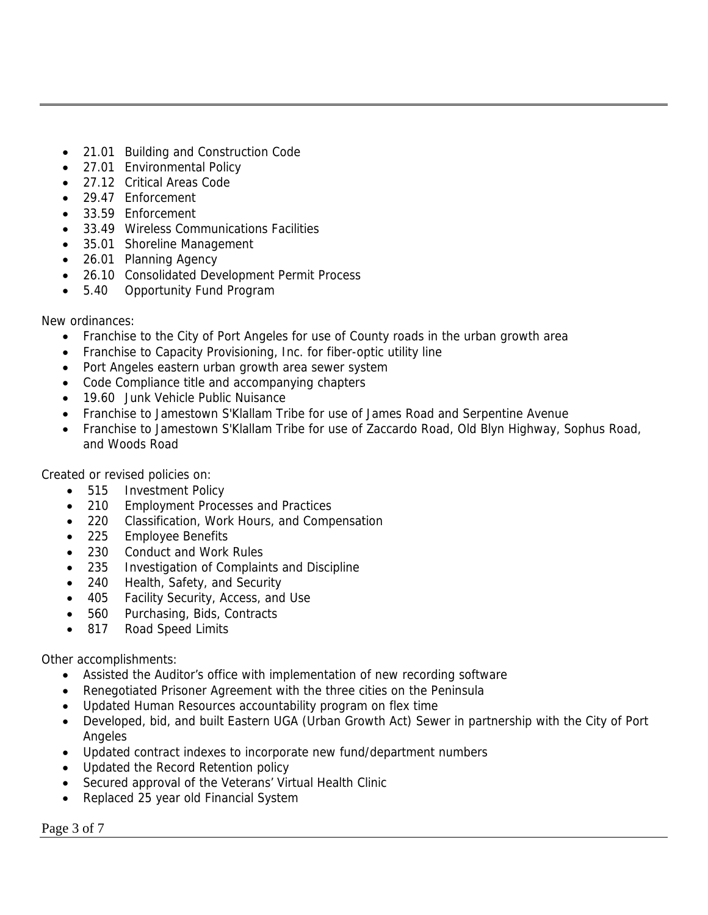- 21.01 Building and Construction Code
- 27.01 Environmental Policy
- 27.12 Critical Areas Code
- 29.47 Enforcement
- 33.59 Enforcement
- 33.49 Wireless Communications Facilities
- 35.01 Shoreline Management
- 26.01 Planning Agency
- 26.10 Consolidated Development Permit Process
- 5.40 Opportunity Fund Program

New ordinances:

- Franchise to the City of Port Angeles for use of County roads in the urban growth area
- Franchise to Capacity Provisioning, Inc. for fiber-optic utility line
- Port Angeles eastern urban growth area sewer system
- Code Compliance title and accompanying chapters
- 19.60 Junk Vehicle Public Nuisance
- Franchise to Jamestown S'Klallam Tribe for use of James Road and Serpentine Avenue
- Franchise to Jamestown S'Klallam Tribe for use of Zaccardo Road, Old Blyn Highway, Sophus Road, and Woods Road

Created or revised policies on:

- 515 Investment Policy
- 210 Employment Processes and Practices
- 220 Classification, Work Hours, and Compensation
- 225 Employee Benefits
- 230 Conduct and Work Rules
- 235 Investigation of Complaints and Discipline
- 240 Health, Safety, and Security
- 405 Facility Security, Access, and Use
- 560 Purchasing, Bids, Contracts
- 817 Road Speed Limits

Other accomplishments:

- Assisted the Auditor's office with implementation of new recording software
- Renegotiated Prisoner Agreement with the three cities on the Peninsula
- Updated Human Resources accountability program on flex time
- Developed, bid, and built Eastern UGA (Urban Growth Act) Sewer in partnership with the City of Port Angeles
- Updated contract indexes to incorporate new fund/department numbers
- Updated the Record Retention policy
- Secured approval of the Veterans' Virtual Health Clinic
- Replaced 25 year old Financial System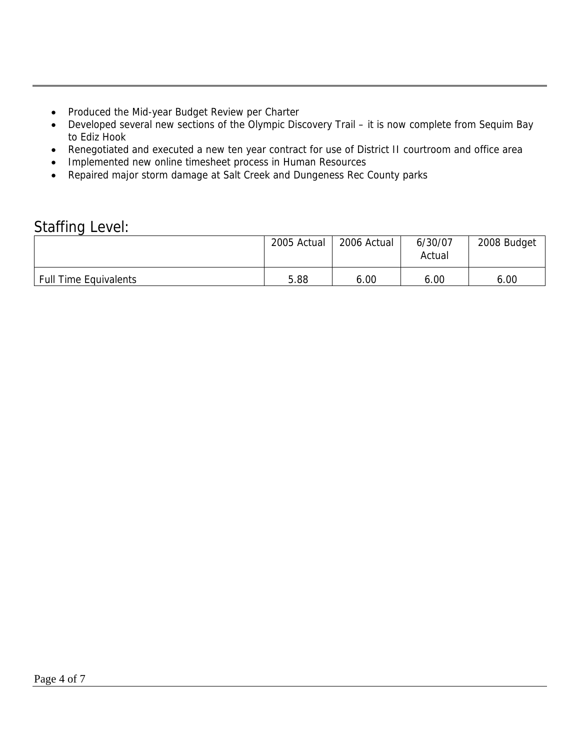- Produced the Mid-year Budget Review per Charter
- Developed several new sections of the Olympic Discovery Trail – it is now complete from Sequim Bay to Ediz Hook
- Renegotiated and executed a new ten year contract for use of District II courtroom and office area
- Implemented new online timesheet process in Human Resources
- Repaired major storm damage at Salt Creek and Dungeness Rec County parks

## Staffing Level:

| | 2005 Actual | 2006 Actual | 6/30/07 Actual | 2008 Budget |
|---|---|---|---|---|
| Full Time Equivalents | 5.88 | 6.00 | 6.00 | 6.00 |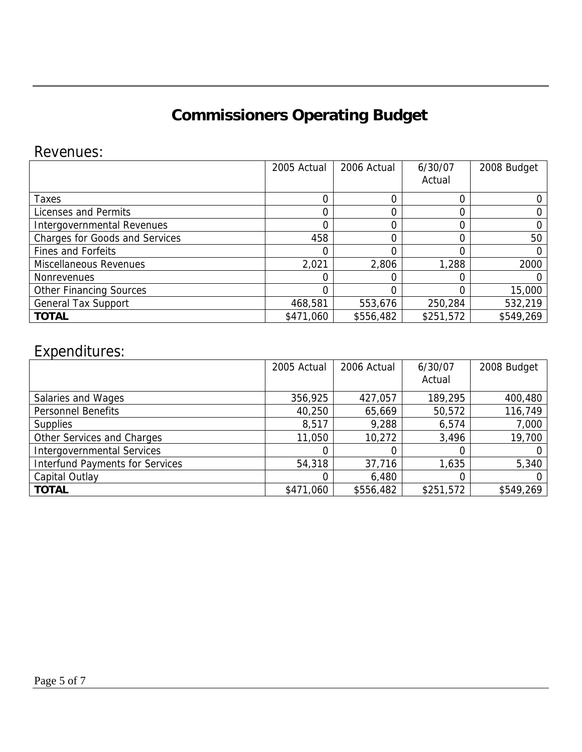# Commissioners Operating Budget

## Revenues:

| | 2005 Actual | 2006 Actual | 6/30/07 Actual | 2008 Budget |
|---|---|---|---|---|
| Taxes | 0 | 0 | 0 | 0 |
| Licenses and Permits | 0 | 0 | 0 | 0 |
| Intergovernmental Revenues | 0 | 0 | 0 | 0 |
| Charges for Goods and Services | 458 | 0 | 0 | 50 |
| Fines and Forfeits | 0 | 0 | 0 | 0 |
| Miscellaneous Revenues | 2,021 | 2,806 | 1,288 | 2000 |
| Nonrevenues | 0 | 0 | 0 | 0 |
| Other Financing Sources | 0 | 0 | 0 | 15,000 |
| General Tax Support | 468,581 | 553,676 | 250,284 | 532,219 |
| **TOTAL** | $471,060 | $556,482 | $251,572 | $549,269 |

## Expenditures:

| | 2005 Actual | 2006 Actual | 6/30/07 Actual | 2008 Budget |
|---|---|---|---|---|
| Salaries and Wages | 356,925 | 427,057 | 189,295 | 400,480 |
| Personnel Benefits | 40,250 | 65,669 | 50,572 | 116,749 |
| Supplies | 8,517 | 9,288 | 6,574 | 7,000 |
| Other Services and Charges | 11,050 | 10,272 | 3,496 | 19,700 |
| Intergovernmental Services | 0 | 0 | 0 | 0 |
| Interfund Payments for Services | 54,318 | 37,716 | 1,635 | 5,340 |
| Capital Outlay | 0 | 6,480 | 0 | 0 |
| **TOTAL** | $471,060 | $556,482 | $251,572 | $549,269 |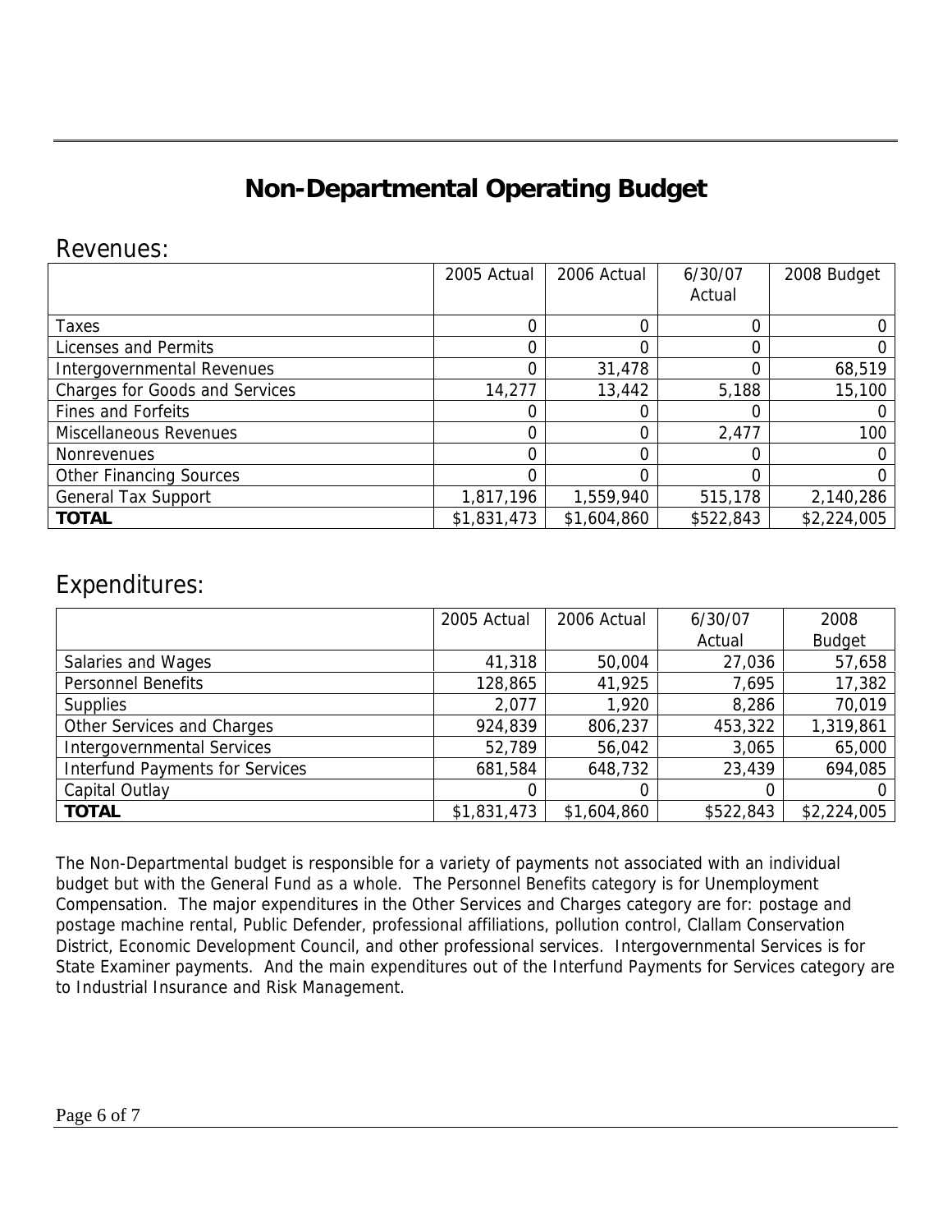# Non-Departmental Operating Budget

## Revenues:

| | 2005 Actual | 2006 Actual | 6/30/07 Actual | 2008 Budget |
|---|---|---|---|---|
| Taxes | 0 | 0 | 0 | 0 |
| Licenses and Permits | 0 | 0 | 0 | 0 |
| Intergovernmental Revenues | 0 | 31,478 | 0 | 68,519 |
| Charges for Goods and Services | 14,277 | 13,442 | 5,188 | 15,100 |
| Fines and Forfeits | 0 | 0 | 0 | 0 |
| Miscellaneous Revenues | 0 | 0 | 2,477 | 100 |
| Nonrevenues | 0 | 0 | 0 | 0 |
| Other Financing Sources | 0 | 0 | 0 | 0 |
| General Tax Support | 1,817,196 | 1,559,940 | 515,178 | 2,140,286 |
| **TOTAL** | $1,831,473 | $1,604,860 | $522,843 | $2,224,005 |

## Expenditures:

| | 2005 Actual | 2006 Actual | 6/30/07 Actual | 2008 Budget |
|---|---|---|---|---|
| Salaries and Wages | 41,318 | 50,004 | 27,036 | 57,658 |
| Personnel Benefits | 128,865 | 41,925 | 7,695 | 17,382 |
| Supplies | 2,077 | 1,920 | 8,286 | 70,019 |
| Other Services and Charges | 924,839 | 806,237 | 453,322 | 1,319,861 |
| Intergovernmental Services | 52,789 | 56,042 | 3,065 | 65,000 |
| Interfund Payments for Services | 681,584 | 648,732 | 23,439 | 694,085 |
| Capital Outlay | 0 | 0 | 0 | 0 |
| **TOTAL** | $1,831,473 | $1,604,860 | $522,843 | $2,224,005 |

The Non-Departmental budget is responsible for a variety of payments not associated with an individual budget but with the General Fund as a whole. The Personnel Benefits category is for Unemployment Compensation. The major expenditures in the Other Services and Charges category are for: postage and postage machine rental, Public Defender, professional affiliations, pollution control, Clallam Conservation District, Economic Development Council, and other professional services. Intergovernmental Services is for State Examiner payments. And the main expenditures out of the Interfund Payments for Services category are to Industrial Insurance and Risk Management.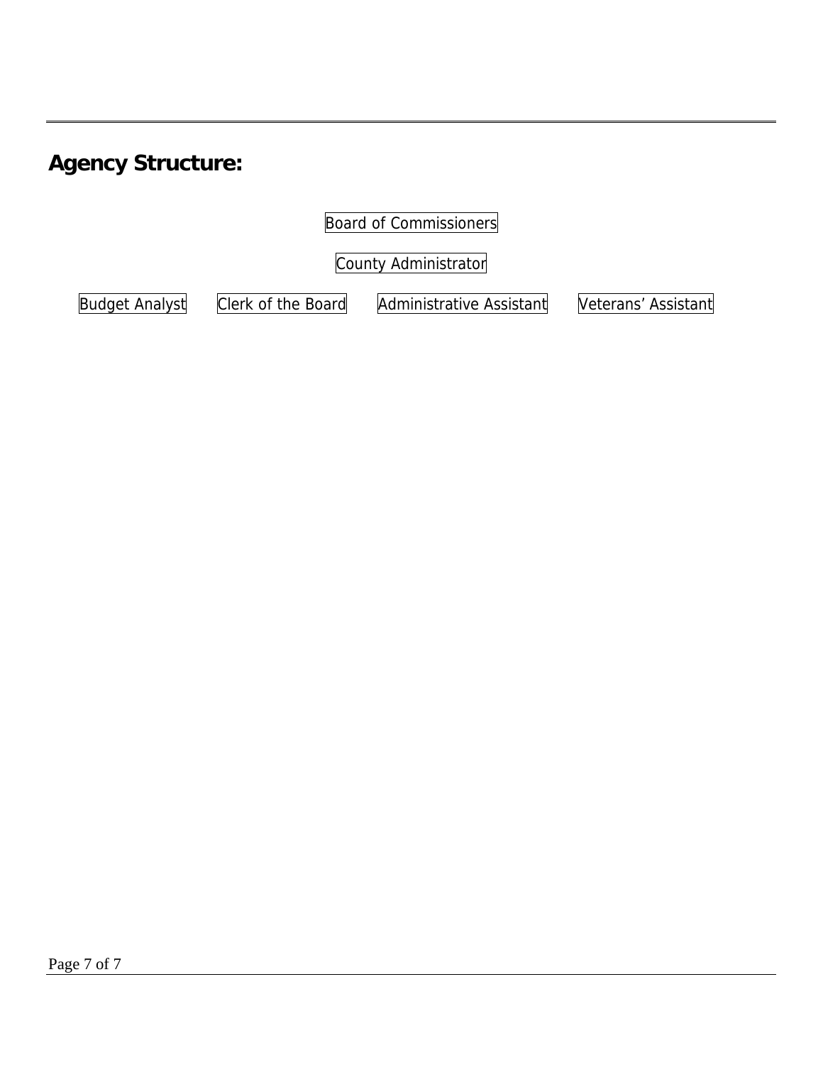## Agency Structure:

Board of Commissioners

County Administrator

Budget Analyst

Clerk of the Board

Administrative Assistant

Veterans' Assistant